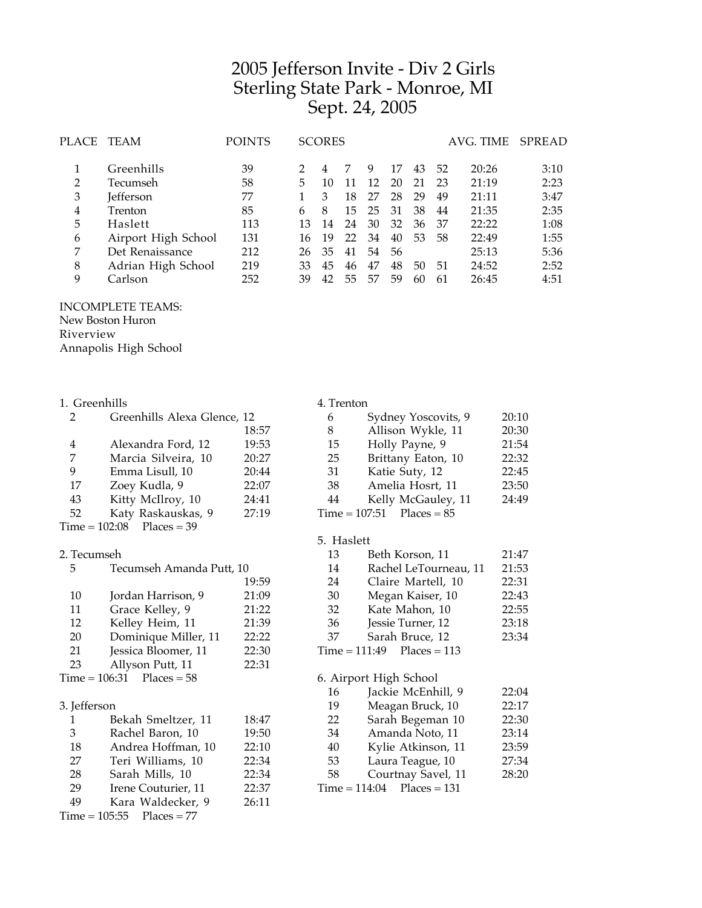# 2005 Jefferson Invite - Div 2 Girls
## Sterling State Park - Monroe, MI
## Sept. 24, 2005

| PLACE | TEAM | POINTS | SCORES | | | | | | | AVG. TIME | SPREAD |
|---|---|---|---|---|---|---|---|---|---|---|---|
| 1 | Greenhills | 39 | 2 | 4 | 7 | 9 | 17 | 43 | 52 | 20:26 | 3:10 |
| 2 | Tecumseh | 58 | 5 | 10 | 11 | 12 | 20 | 21 | 23 | 21:19 | 2:23 |
| 3 | Jefferson | 77 | 1 | 3 | 18 | 27 | 28 | 29 | 49 | 21:11 | 3:47 |
| 4 | Trenton | 85 | 6 | 8 | 15 | 25 | 31 | 38 | 44 | 21:35 | 2:35 |
| 5 | Haslett | 113 | 13 | 14 | 24 | 30 | 32 | 36 | 37 | 22:22 | 1:08 |
| 6 | Airport High School | 131 | 16 | 19 | 22 | 34 | 40 | 53 | 58 | 22:49 | 1:55 |
| 7 | Det Renaissance | 212 | 26 | 35 | 41 | 54 | 56 | | | 25:13 | 5:36 |
| 8 | Adrian High School | 219 | 33 | 45 | 46 | 47 | 48 | 50 | 51 | 24:52 | 2:52 |
| 9 | Carlson | 252 | 39 | 42 | 55 | 57 | 59 | 60 | 61 | 26:45 | 4:51 |

INCOMPLETE TEAMS:
New Boston Huron
Riverview
Annapolis High School

1. Greenhills

| | | |
|---|---|---|
| 2 | Greenhills Alexa Glence, 12 | 18:57 |
| 4 | Alexandra Ford, 12 | 19:53 |
| 7 | Marcia Silveira, 10 | 20:27 |
| 9 | Emma Lisull, 10 | 20:44 |
| 17 | Zoey Kudla, 9 | 22:07 |
| 43 | Kitty McIlroy, 10 | 24:41 |
| 52 | Katy Raskauskas, 9 | 27:19 |

Time = 102:08 Places = 39

2. Tecumseh

| | | |
|---|---|---|
| 5 | Tecumseh Amanda Putt, 10 | 19:59 |
| 10 | Jordan Harrison, 9 | 21:09 |
| 11 | Grace Kelley, 9 | 21:22 |
| 12 | Kelley Heim, 11 | 21:39 |
| 20 | Dominique Miller, 11 | 22:22 |
| 21 | Jessica Bloomer, 11 | 22:30 |
| 23 | Allyson Putt, 11 | 22:31 |

Time = 106:31 Places = 58

3. Jefferson

| | | |
|---|---|---|
| 1 | Bekah Smeltzer, 11 | 18:47 |
| 3 | Rachel Baron, 10 | 19:50 |
| 18 | Andrea Hoffman, 10 | 22:10 |
| 27 | Teri Williams, 10 | 22:34 |
| 28 | Sarah Mills, 10 | 22:34 |
| 29 | Irene Couturier, 11 | 22:37 |
| 49 | Kara Waldecker, 9 | 26:11 |

Time = 105:55 Places = 77

4. Trenton

| | | |
|---|---|---|
| 6 | Sydney Yoscovits, 9 | 20:10 |
| 8 | Allison Wykle, 11 | 20:30 |
| 15 | Holly Payne, 9 | 21:54 |
| 25 | Brittany Eaton, 10 | 22:32 |
| 31 | Katie Suty, 12 | 22:45 |
| 38 | Amelia Hosrt, 11 | 23:50 |
| 44 | Kelly McGauley, 11 | 24:49 |

Time = 107:51 Places = 85

5. Haslett

| | | |
|---|---|---|
| 13 | Beth Korson, 11 | 21:47 |
| 14 | Rachel LeTourneau, 11 | 21:53 |
| 24 | Claire Martell, 10 | 22:31 |
| 30 | Megan Kaiser, 10 | 22:43 |
| 32 | Kate Mahon, 10 | 22:55 |
| 36 | Jessie Turner, 12 | 23:18 |
| 37 | Sarah Bruce, 12 | 23:34 |

Time = 111:49 Places = 113

6. Airport High School

| | | |
|---|---|---|
| 16 | Jackie McEnhill, 9 | 22:04 |
| 19 | Meagan Bruck, 10 | 22:17 |
| 22 | Sarah Begeman 10 | 22:30 |
| 34 | Amanda Noto, 11 | 23:14 |
| 40 | Kylie Atkinson, 11 | 23:59 |
| 53 | Laura Teague, 10 | 27:34 |
| 58 | Courtnay Savel, 11 | 28:20 |

Time = 114:04 Places = 131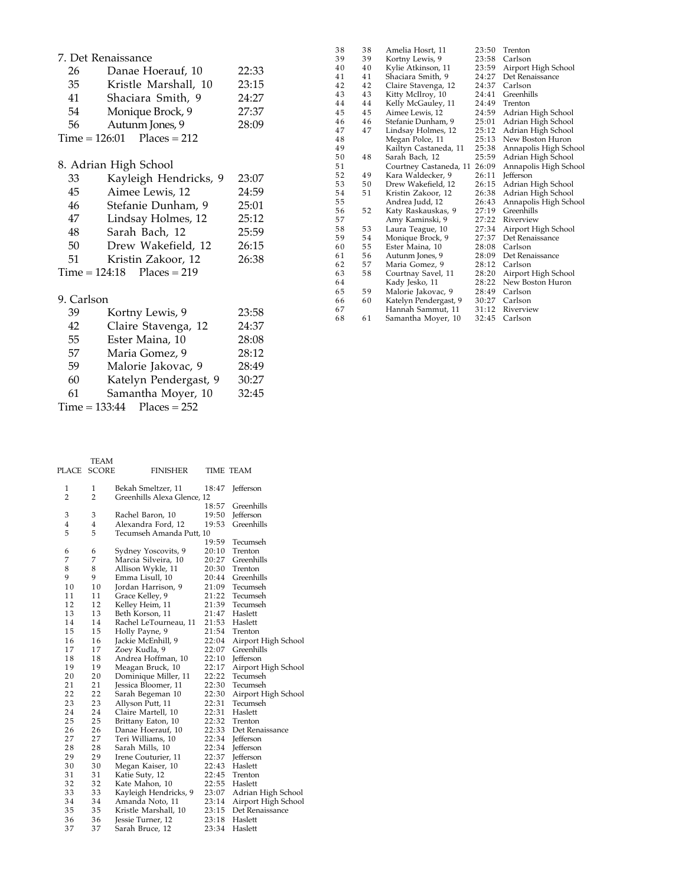7. Det Renaissance

| | | |
|---|---|---|
| 26 | Danae Hoerauf, 10 | 22:33 |
| 35 | Kristle Marshall, 10 | 23:15 |
| 41 | Shaciara Smith, 9 | 24:27 |
| 54 | Monique Brock, 9 | 27:37 |
| 56 | Autunm Jones, 9 | 28:09 |

Time = 126:01  Places = 212

8. Adrian High School

| | | |
|---|---|---|
| 33 | Kayleigh Hendricks, 9 | 23:07 |
| 45 | Aimee Lewis, 12 | 24:59 |
| 46 | Stefanie Dunham, 9 | 25:01 |
| 47 | Lindsay Holmes, 12 | 25:12 |
| 48 | Sarah Bach, 12 | 25:59 |
| 50 | Drew Wakefield, 12 | 26:15 |
| 51 | Kristin Zakoor, 12 | 26:38 |

Time = 124:18  Places = 219

9. Carlson

| | | |
|---|---|---|
| 39 | Kortny Lewis, 9 | 23:58 |
| 42 | Claire Stavenga, 12 | 24:37 |
| 55 | Ester Maina, 10 | 28:08 |
| 57 | Maria Gomez, 9 | 28:12 |
| 59 | Malorie Jakovac, 9 | 28:49 |
| 60 | Katelyn Pendergast, 9 | 30:27 |
| 61 | Samantha Moyer, 10 | 32:45 |

Time = 133:44  Places = 252

| PLACE | TEAM SCORE | FINISHER | TIME | TEAM |
|---|---|---|---|---|
| 1 | 1 | Bekah Smeltzer, 11 | 18:47 | Jefferson |
| 2 | 2 | Greenhills Alexa Glence, 12 | 18:57 | Greenhills |
| 3 | 3 | Rachel Baron, 10 | 19:50 | Jefferson |
| 4 | 4 | Alexandra Ford, 12 | 19:53 | Greenhills |
| 5 | 5 | Tecumseh Amanda Putt, 10 | 19:59 | Tecumseh |
| 6 | 6 | Sydney Yoscovits, 9 | 20:10 | Trenton |
| 7 | 7 | Marcia Silveira, 10 | 20:27 | Greenhills |
| 8 | 8 | Allison Wykle, 11 | 20:30 | Trenton |
| 9 | 9 | Emma Lisull, 10 | 20:44 | Greenhills |
| 10 | 10 | Jordan Harrison, 9 | 21:09 | Tecumseh |
| 11 | 11 | Grace Kelley, 9 | 21:22 | Tecumseh |
| 12 | 12 | Kelley Heim, 11 | 21:39 | Tecumseh |
| 13 | 13 | Beth Korson, 11 | 21:47 | Haslett |
| 14 | 14 | Rachel LeTourneau, 11 | 21:53 | Haslett |
| 15 | 15 | Holly Payne, 9 | 21:54 | Trenton |
| 16 | 16 | Jackie McEnhill, 9 | 22:04 | Airport High School |
| 17 | 17 | Zoey Kudla, 9 | 22:07 | Greenhills |
| 18 | 18 | Andrea Hoffman, 10 | 22:10 | Jefferson |
| 19 | 19 | Meagan Bruck, 10 | 22:17 | Airport High School |
| 20 | 20 | Dominique Miller, 11 | 22:22 | Tecumseh |
| 21 | 21 | Jessica Bloomer, 11 | 22:30 | Tecumseh |
| 22 | 22 | Sarah Begeman 10 | 22:30 | Airport High School |
| 23 | 23 | Allyson Putt, 11 | 22:31 | Tecumseh |
| 24 | 24 | Claire Martell, 10 | 22:31 | Haslett |
| 25 | 25 | Brittany Eaton, 10 | 22:32 | Trenton |
| 26 | 26 | Danae Hoerauf, 10 | 22:33 | Det Renaissance |
| 27 | 27 | Teri Williams, 10 | 22:34 | Jefferson |
| 28 | 28 | Sarah Mills, 10 | 22:34 | Jefferson |
| 29 | 29 | Irene Couturier, 11 | 22:37 | Jefferson |
| 30 | 30 | Megan Kaiser, 10 | 22:43 | Haslett |
| 31 | 31 | Katie Suty, 12 | 22:45 | Trenton |
| 32 | 32 | Kate Mahon, 10 | 22:55 | Haslett |
| 33 | 33 | Kayleigh Hendricks, 9 | 23:07 | Adrian High School |
| 34 | 34 | Amanda Noto, 11 | 23:14 | Airport High School |
| 35 | 35 | Kristle Marshall, 10 | 23:15 | Det Renaissance |
| 36 | 36 | Jessie Turner, 12 | 23:18 | Haslett |
| 37 | 37 | Sarah Bruce, 12 | 23:34 | Haslett |
| 38 | 38 | Amelia Hosrt, 11 | 23:50 | Trenton |
| 39 | 39 | Kortny Lewis, 9 | 23:58 | Carlson |
| 40 | 40 | Kylie Atkinson, 11 | 23:59 | Airport High School |
| 41 | 41 | Shaciara Smith, 9 | 24:27 | Det Renaissance |
| 42 | 42 | Claire Stavenga, 12 | 24:37 | Carlson |
| 43 | 43 | Kitty McIlroy, 10 | 24:41 | Greenhills |
| 44 | 44 | Kelly McGauley, 11 | 24:49 | Trenton |
| 45 | 45 | Aimee Lewis, 12 | 24:59 | Adrian High School |
| 46 | 46 | Stefanie Dunham, 9 | 25:01 | Adrian High School |
| 47 | 47 | Lindsay Holmes, 12 | 25:12 | Adrian High School |
| 48 | | Megan Polce, 11 | 25:13 | New Boston Huron |
| 49 | | Kailtyn Castaneda, 11 | 25:38 | Annapolis High School |
| 50 | 48 | Sarah Bach, 12 | 25:59 | Adrian High School |
| 51 | | Courtney Castaneda, 11 | 26:09 | Annapolis High School |
| 52 | 49 | Kara Waldecker, 9 | 26:11 | Jefferson |
| 53 | 50 | Drew Wakefield, 12 | 26:15 | Adrian High School |
| 54 | 51 | Kristin Zakoor, 12 | 26:38 | Adrian High School |
| 55 | | Andrea Judd, 12 | 26:43 | Annapolis High School |
| 56 | 52 | Katy Raskauskas, 9 | 27:19 | Greenhills |
| 57 | | Amy Kaminski, 9 | 27:22 | Riverview |
| 58 | 53 | Laura Teague, 10 | 27:34 | Airport High School |
| 59 | 54 | Monique Brock, 9 | 27:37 | Det Renaissance |
| 60 | 55 | Ester Maina, 10 | 28:08 | Carlson |
| 61 | 56 | Autunm Jones, 9 | 28:09 | Det Renaissance |
| 62 | 57 | Maria Gomez, 9 | 28:12 | Carlson |
| 63 | 58 | Courtnay Savel, 11 | 28:20 | Airport High School |
| 64 | | Kady Jesko, 11 | 28:22 | New Boston Huron |
| 65 | 59 | Malorie Jakovac, 9 | 28:49 | Carlson |
| 66 | 60 | Katelyn Pendergast, 9 | 30:27 | Carlson |
| 67 | | Hannah Sammut, 11 | 31:12 | Riverview |
| 68 | 61 | Samantha Moyer, 10 | 32:45 | Carlson |